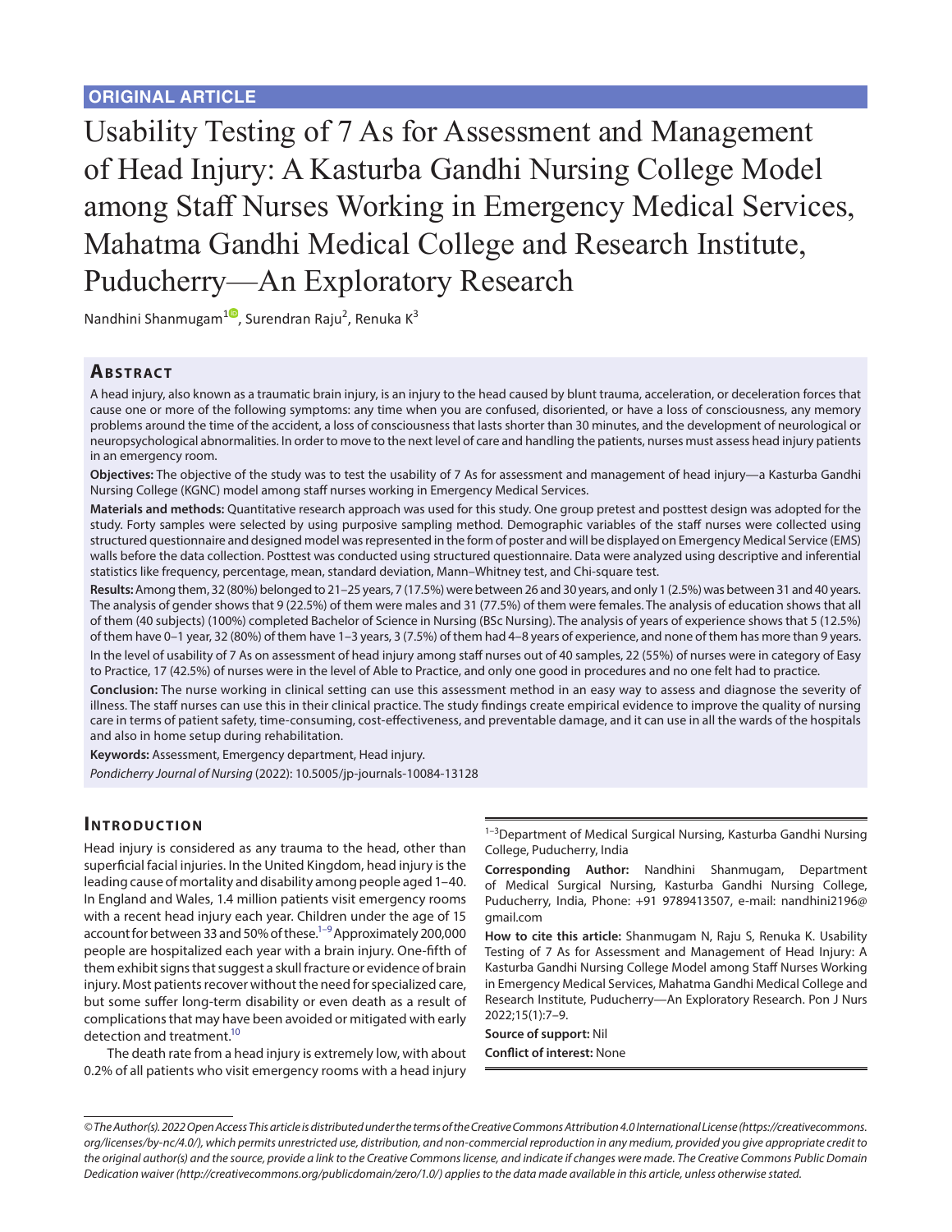**ORIGINAL ARTICLE**

# Usability Testing of 7 As for Assessment and Management of Head Injury: A Kasturba Gandhi Nursing College Model among Staff Nurses Working in Emergency Medical Services, Mahatma Gandhi Medical College and Research Institute, Puducherry—An Exploratory Research

Nandhini Shanmugam[1], Surendran Raju[2], Renuka K[3]

## Abstract

A head injury, also known as a traumatic brain injury, is an injury to the head caused by blunt trauma, acceleration, or deceleration forces that cause one or more of the following symptoms: any time when you are confused, disoriented, or have a loss of consciousness, any memory problems around the time of the accident, a loss of consciousness that lasts shorter than 30 minutes, and the development of neurological or neuropsychological abnormalities. In order to move to the next level of care and handling the patients, nurses must assess head injury patients in an emergency room.

**Objectives:** The objective of the study was to test the usability of 7 As for assessment and management of head injury—a Kasturba Gandhi Nursing College (KGNC) model among staff nurses working in Emergency Medical Services.

**Materials and methods:** Quantitative research approach was used for this study. One group pretest and posttest design was adopted for the study. Forty samples were selected by using purposive sampling method. Demographic variables of the staff nurses were collected using structured questionnaire and designed model was represented in the form of poster and will be displayed on Emergency Medical Service (EMS) walls before the data collection. Posttest was conducted using structured questionnaire. Data were analyzed using descriptive and inferential statistics like frequency, percentage, mean, standard deviation, Mann–Whitney test, and Chi-square test.

**Results:** Among them, 32 (80%) belonged to 21–25 years, 7 (17.5%) were between 26 and 30 years, and only 1 (2.5%) was between 31 and 40 years. The analysis of gender shows that 9 (22.5%) of them were males and 31 (77.5%) of them were females. The analysis of education shows that all of them (40 subjects) (100%) completed Bachelor of Science in Nursing (BSc Nursing). The analysis of years of experience shows that 5 (12.5%) of them have 0–1 year, 32 (80%) of them have 1–3 years, 3 (7.5%) of them had 4–8 years of experience, and none of them has more than 9 years.

In the level of usability of 7 As on assessment of head injury among staff nurses out of 40 samples, 22 (55%) of nurses were in category of Easy to Practice, 17 (42.5%) of nurses were in the level of Able to Practice, and only one good in procedures and no one felt had to practice.

**Conclusion:** The nurse working in clinical setting can use this assessment method in an easy way to assess and diagnose the severity of illness. The staff nurses can use this in their clinical practice. The study findings create empirical evidence to improve the quality of nursing care in terms of patient safety, time-consuming, cost-effectiveness, and preventable damage, and it can use in all the wards of the hospitals and also in home setup during rehabilitation.

**Keywords:** Assessment, Emergency department, Head injury.

*Pondicherry Journal of Nursing* (2022): 10.5005/jp-journals-10084-13128

## Introduction

Head injury is considered as any trauma to the head, other than superficial facial injuries. In the United Kingdom, head injury is the leading cause of mortality and disability among people aged 1–40. In England and Wales, 1.4 million patients visit emergency rooms with a recent head injury each year. Children under the age of 15 account for between 33 and 50% of these.[1–9] Approximately 200,000 people are hospitalized each year with a brain injury. One-fifth of them exhibit signs that suggest a skull fracture or evidence of brain injury. Most patients recover without the need for specialized care, but some suffer long-term disability or even death as a result of complications that may have been avoided or mitigated with early detection and treatment.[10]

The death rate from a head injury is extremely low, with about 0.2% of all patients who visit emergency rooms with a head injury

[1–3]Department of Medical Surgical Nursing, Kasturba Gandhi Nursing College, Puducherry, India

**Corresponding Author:** Nandhini Shanmugam, Department of Medical Surgical Nursing, Kasturba Gandhi Nursing College, Puducherry, India, Phone: +91 9789413507, e-mail: nandhini2196@gmail.com

**How to cite this article:** Shanmugam N, Raju S, Renuka K. Usability Testing of 7 As for Assessment and Management of Head Injury: A Kasturba Gandhi Nursing College Model among Staff Nurses Working in Emergency Medical Services, Mahatma Gandhi Medical College and Research Institute, Puducherry—An Exploratory Research. Pon J Nurs 2022;15(1):7–9.

**Source of support:** Nil

**Conflict of interest:** None

*© The Author(s). 2022 Open Access This article is distributed under the terms of the Creative Commons Attribution 4.0 International License (https://creativecommons.org/licenses/by-nc/4.0/), which permits unrestricted use, distribution, and non-commercial reproduction in any medium, provided you give appropriate credit to the original author(s) and the source, provide a link to the Creative Commons license, and indicate if changes were made. The Creative Commons Public Domain Dedication waiver (http://creativecommons.org/publicdomain/zero/1.0/) applies to the data made available in this article, unless otherwise stated.*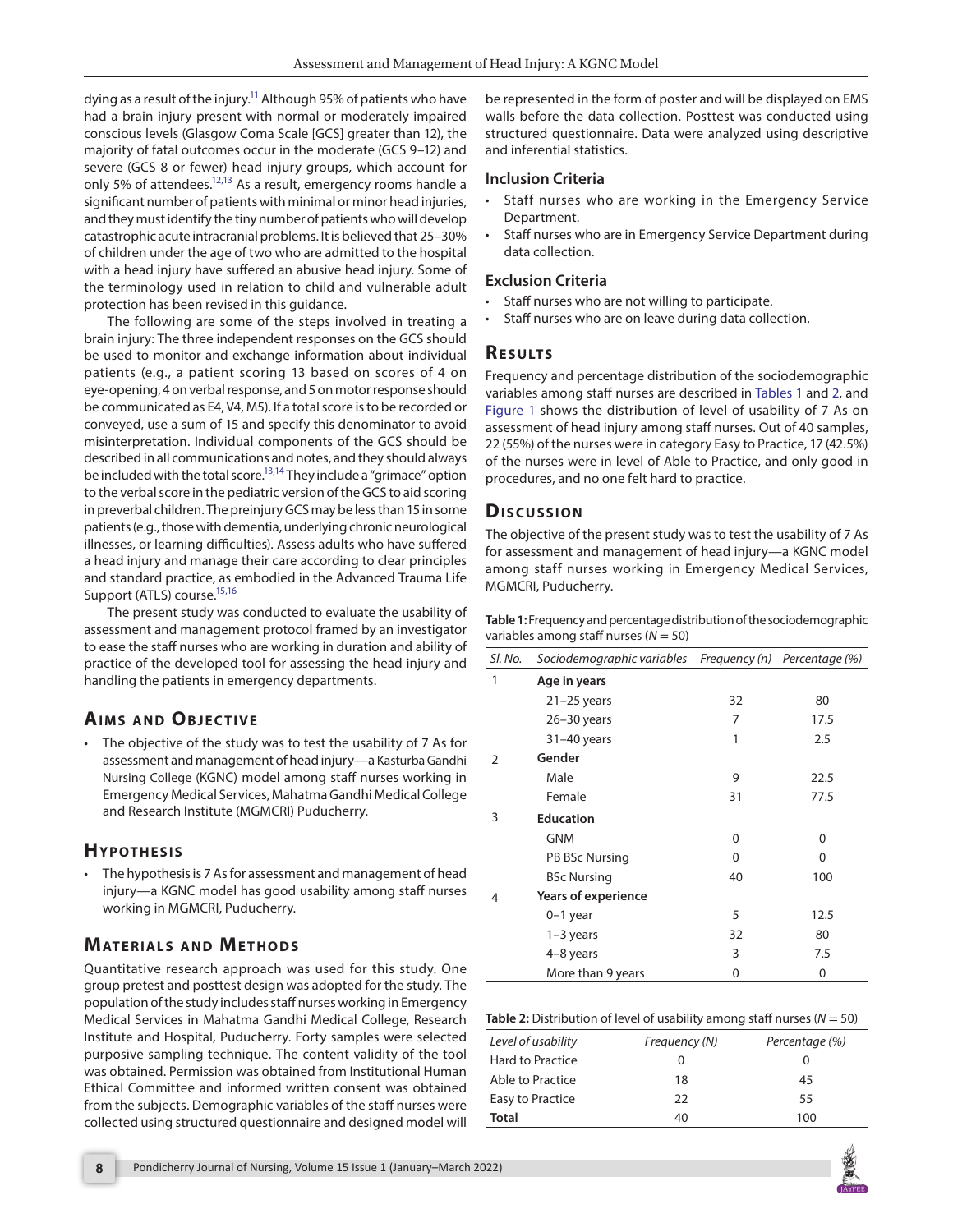dying as a result of the injury.[11] Although 95% of patients who have had a brain injury present with normal or moderately impaired conscious levels (Glasgow Coma Scale [GCS] greater than 12), the majority of fatal outcomes occur in the moderate (GCS 9–12) and severe (GCS 8 or fewer) head injury groups, which account for only 5% of attendees.[12,13] As a result, emergency rooms handle a significant number of patients with minimal or minor head injuries, and they must identify the tiny number of patients who will develop catastrophic acute intracranial problems. It is believed that 25–30% of children under the age of two who are admitted to the hospital with a head injury have suffered an abusive head injury. Some of the terminology used in relation to child and vulnerable adult protection has been revised in this guidance.

The following are some of the steps involved in treating a brain injury: The three independent responses on the GCS should be used to monitor and exchange information about individual patients (e.g., a patient scoring 13 based on scores of 4 on eye-opening, 4 on verbal response, and 5 on motor response should be communicated as E4, V4, M5). If a total score is to be recorded or conveyed, use a sum of 15 and specify this denominator to avoid misinterpretation. Individual components of the GCS should be described in all communications and notes, and they should always be included with the total score.[13,14] They include a "grimace" option to the verbal score in the pediatric version of the GCS to aid scoring in preverbal children. The preinjury GCS may be less than 15 in some patients (e.g., those with dementia, underlying chronic neurological illnesses, or learning difficulties). Assess adults who have suffered a head injury and manage their care according to clear principles and standard practice, as embodied in the Advanced Trauma Life Support (ATLS) course.[15,16]

The present study was conducted to evaluate the usability of assessment and management protocol framed by an investigator to ease the staff nurses who are working in duration and ability of practice of the developed tool for assessing the head injury and handling the patients in emergency departments.

## Aims and Objective

- The objective of the study was to test the usability of 7 As for assessment and management of head injury—a Kasturba Gandhi Nursing College (KGNC) model among staff nurses working in Emergency Medical Services, Mahatma Gandhi Medical College and Research Institute (MGMCRI) Puducherry.

## Hypothesis

- The hypothesis is 7 As for assessment and management of head injury—a KGNC model has good usability among staff nurses working in MGMCRI, Puducherry.

## Materials and Methods

Quantitative research approach was used for this study. One group pretest and posttest design was adopted for the study. The population of the study includes staff nurses working in Emergency Medical Services in Mahatma Gandhi Medical College, Research Institute and Hospital, Puducherry. Forty samples were selected purposive sampling technique. The content validity of the tool was obtained. Permission was obtained from Institutional Human Ethical Committee and informed written consent was obtained from the subjects. Demographic variables of the staff nurses were collected using structured questionnaire and designed model will be represented in the form of poster and will be displayed on EMS walls before the data collection. Posttest was conducted using structured questionnaire. Data were analyzed using descriptive and inferential statistics.

### Inclusion Criteria

- Staff nurses who are working in the Emergency Service Department.
- Staff nurses who are in Emergency Service Department during data collection.

### Exclusion Criteria

- Staff nurses who are not willing to participate.
- Staff nurses who are on leave during data collection.

## Results

Frequency and percentage distribution of the sociodemographic variables among staff nurses are described in Tables 1 and 2, and Figure 1 shows the distribution of level of usability of 7 As on assessment of head injury among staff nurses. Out of 40 samples, 22 (55%) of the nurses were in category Easy to Practice, 17 (42.5%) of the nurses were in level of Able to Practice, and only good in procedures, and no one felt hard to practice.

## Discussion

The objective of the present study was to test the usability of 7 As for assessment and management of head injury—a KGNC model among staff nurses working in Emergency Medical Services, MGMCRI, Puducherry.

**Table 1:** Frequency and percentage distribution of the sociodemographic variables among staff nurses ($N = 50$)

| Sl. No. | Sociodemographic variables | Frequency (n) | Percentage (%) |
|---|---|---|---|
| 1 | **Age in years** | | |
| | 21–25 years | 32 | 80 |
| | 26–30 years | 7 | 17.5 |
| | 31–40 years | 1 | 2.5 |
| 2 | **Gender** | | |
| | Male | 9 | 22.5 |
| | Female | 31 | 77.5 |
| 3 | **Education** | | |
| | GNM | 0 | 0 |
| | PB BSc Nursing | 0 | 0 |
| | BSc Nursing | 40 | 100 |
| 4 | **Years of experience** | | |
| | 0–1 year | 5 | 12.5 |
| | 1–3 years | 32 | 80 |
| | 4–8 years | 3 | 7.5 |
| | More than 9 years | 0 | 0 |

**Table 2:** Distribution of level of usability among staff nurses ($N = 50$)

| Level of usability | Frequency (N) | Percentage (%) |
|---|---|---|
| Hard to Practice | 0 | 0 |
| Able to Practice | 18 | 45 |
| Easy to Practice | 22 | 55 |
| **Total** | 40 | 100 |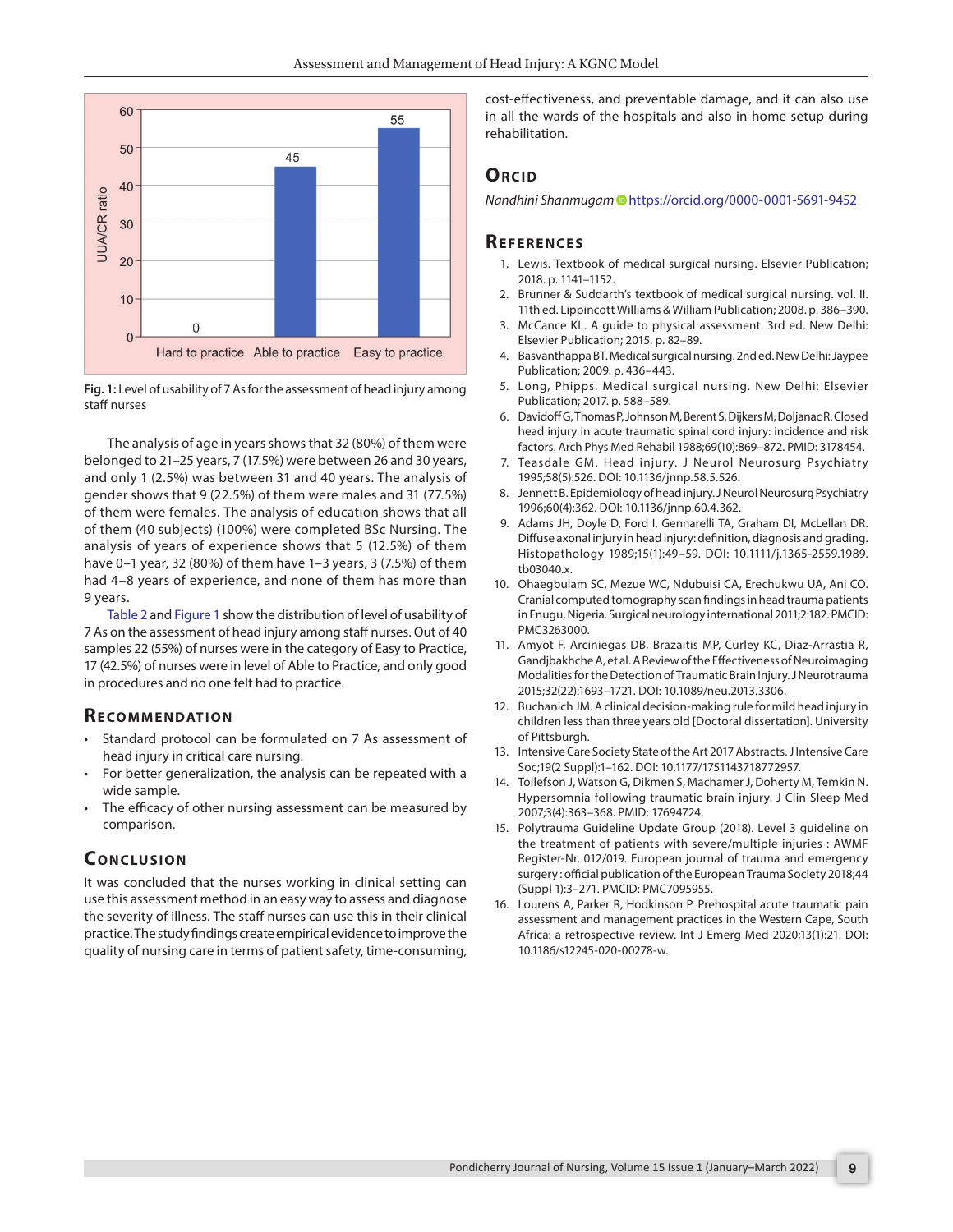60

50

40

30

20

10

0

UUA/CR ratio

0

45

55

Hard to practice

Able to practice

Easy to practice

**Fig. 1:** Level of usability of 7 As for the assessment of head injury among staff nurses

The analysis of age in years shows that 32 (80%) of them were belonged to 21–25 years, 7 (17.5%) were between 26 and 30 years, and only 1 (2.5%) was between 31 and 40 years. The analysis of gender shows that 9 (22.5%) of them were males and 31 (77.5%) of them were females. The analysis of education shows that all of them (40 subjects) (100%) were completed BSc Nursing. The analysis of years of experience shows that 5 (12.5%) of them have 0–1 year, 32 (80%) of them have 1–3 years, 3 (7.5%) of them had 4–8 years of experience, and none of them has more than 9 years.

Table 2 and Figure 1 show the distribution of level of usability of 7 As on the assessment of head injury among staff nurses. Out of 40 samples 22 (55%) of nurses were in the category of Easy to Practice, 17 (42.5%) of nurses were in level of Able to Practice, and only good in procedures and no one felt had to practice.

## Recommendation

- Standard protocol can be formulated on 7 As assessment of head injury in critical care nursing.
- For better generalization, the analysis can be repeated with a wide sample.
- The efficacy of other nursing assessment can be measured by comparison.

## Conclusion

It was concluded that the nurses working in clinical setting can use this assessment method in an easy way to assess and diagnose the severity of illness. The staff nurses can use this in their clinical practice. The study findings create empirical evidence to improve the quality of nursing care in terms of patient safety, time-consuming, cost-effectiveness, and preventable damage, and it can also use in all the wards of the hospitals and also in home setup during rehabilitation.

## Orcid

*Nandhini Shanmugam* https://orcid.org/0000-0001-5691-9452

## References

1. Lewis. Textbook of medical surgical nursing. Elsevier Publication; 2018. p. 1141–1152.
2. Brunner & Suddarth's textbook of medical surgical nursing. vol. II. 11th ed. Lippincott Williams & William Publication; 2008. p. 386–390.
3. McCance KL. A guide to physical assessment. 3rd ed. New Delhi: Elsevier Publication; 2015. p. 82–89.
4. Basvanthappa BT. Medical surgical nursing. 2nd ed. New Delhi: Jaypee Publication; 2009. p. 436–443.
5. Long, Phipps. Medical surgical nursing. New Delhi: Elsevier Publication; 2017. p. 588–589.
6. Davidoff G, Thomas P, Johnson M, Berent S, Dijkers M, Doljanac R. Closed head injury in acute traumatic spinal cord injury: incidence and risk factors. Arch Phys Med Rehabil 1988;69(10):869–872. PMID: 3178454.
7. Teasdale GM. Head injury. J Neurol Neurosurg Psychiatry 1995;58(5):526. DOI: 10.1136/jnnp.58.5.526.
8. Jennett B. Epidemiology of head injury. J Neurol Neurosurg Psychiatry 1996;60(4):362. DOI: 10.1136/jnnp.60.4.362.
9. Adams JH, Doyle D, Ford I, Gennarelli TA, Graham DI, McLellan DR. Diffuse axonal injury in head injury: definition, diagnosis and grading. Histopathology 1989;15(1):49–59. DOI: 10.1111/j.1365-2559.1989.tb03040.x.
10. Ohaegbulam SC, Mezue WC, Ndubuisi CA, Erechukwu UA, Ani CO. Cranial computed tomography scan findings in head trauma patients in Enugu, Nigeria. Surgical neurology international 2011;2:182. PMCID: PMC3263000.
11. Amyot F, Arciniegas DB, Brazaitis MP, Curley KC, Diaz-Arrastia R, Gandjbakhche A, et al. A Review of the Effectiveness of Neuroimaging Modalities for the Detection of Traumatic Brain Injury. J Neurotrauma 2015;32(22):1693–1721. DOI: 10.1089/neu.2013.3306.
12. Buchanich JM. A clinical decision-making rule for mild head injury in children less than three years old [Doctoral dissertation]. University of Pittsburgh.
13. Intensive Care Society State of the Art 2017 Abstracts. J Intensive Care Soc;19(2 Suppl):1–162. DOI: 10.1177/1751143718772957.
14. Tollefson J, Watson G, Dikmen S, Machamer J, Doherty M, Temkin N. Hypersomnia following traumatic brain injury. J Clin Sleep Med 2007;3(4):363–368. PMID: 17694724.
15. Polytrauma Guideline Update Group (2018). Level 3 guideline on the treatment of patients with severe/multiple injuries : AWMF Register-Nr. 012/019. European journal of trauma and emergency surgery : official publication of the European Trauma Society 2018;44 (Suppl 1):3–271. PMCID: PMC7095955.
16. Lourens A, Parker R, Hodkinson P. Prehospital acute traumatic pain assessment and management practices in the Western Cape, South Africa: a retrospective review. Int J Emerg Med 2020;13(1):21. DOI: 10.1186/s12245-020-00278-w.